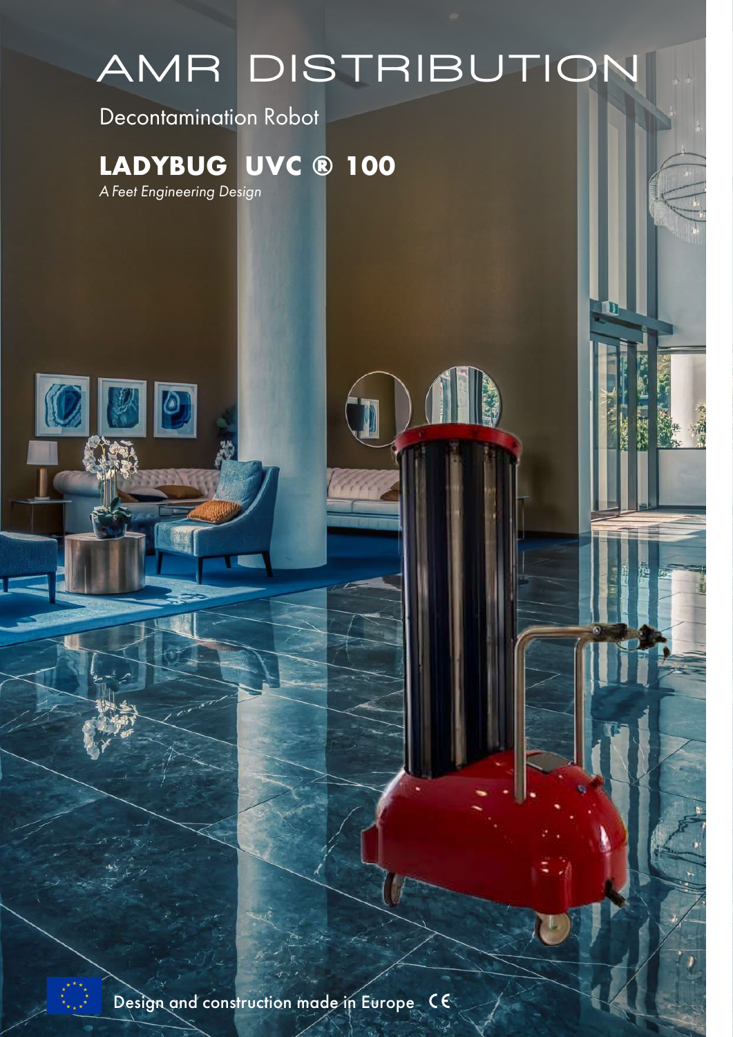# AMR DISTRIBUTION

Decontamination Robot

## LADYBUG UVC ® 100

*A Feet Engineering Design*

Design and construction made in Europe CE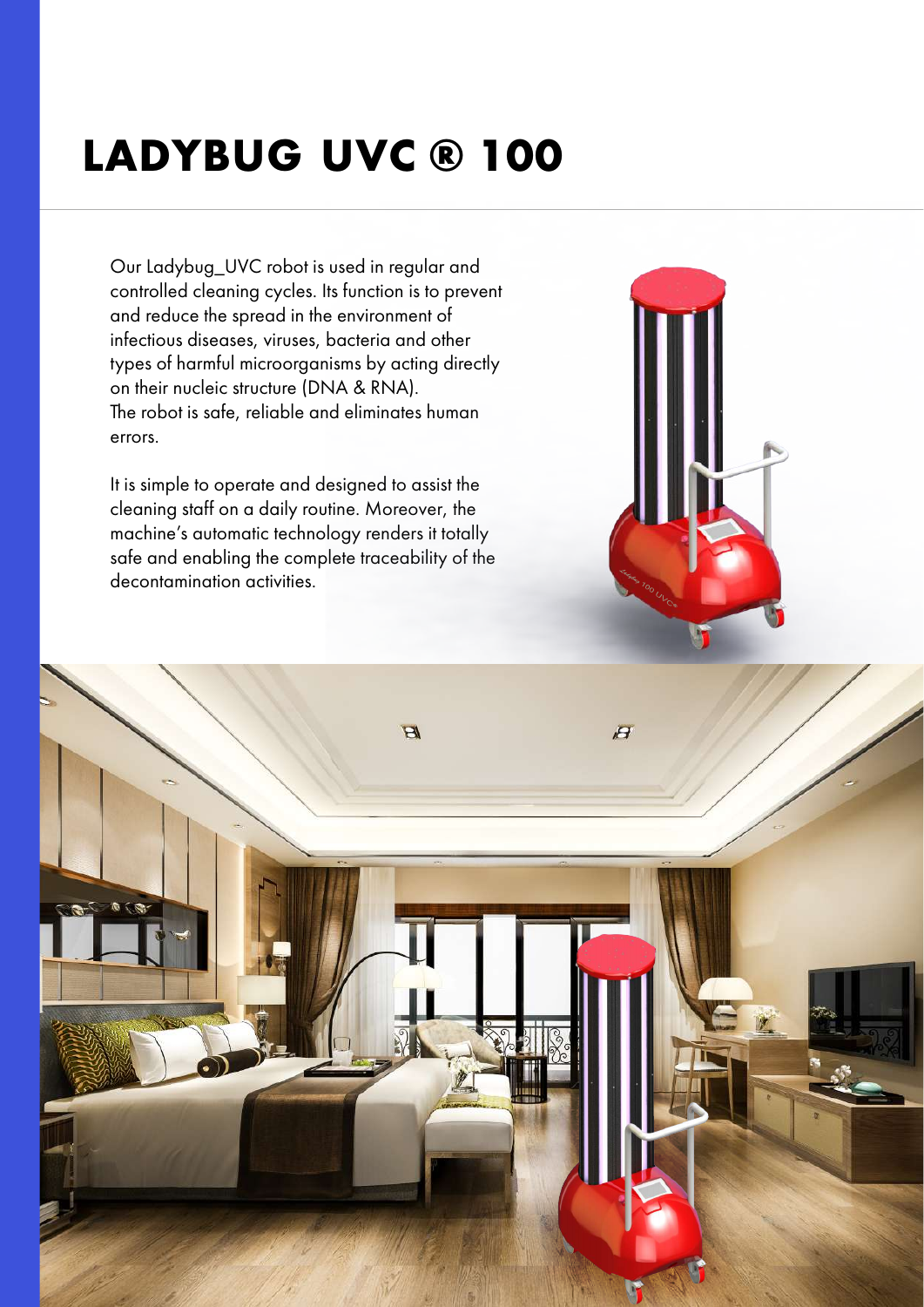# LADYBUG UVC ® 100

Our Ladybug_UVC robot is used in regular and controlled cleaning cycles. Its function is to prevent and reduce the spread in the environment of infectious diseases, viruses, bacteria and other types of harmful microorganisms by acting directly on their nucleic structure (DNA & RNA).
The robot is safe, reliable and eliminates human errors.

It is simple to operate and designed to assist the cleaning staff on a daily routine. Moreover, the machine's automatic technology renders it totally safe and enabling the complete traceability of the decontamination activities.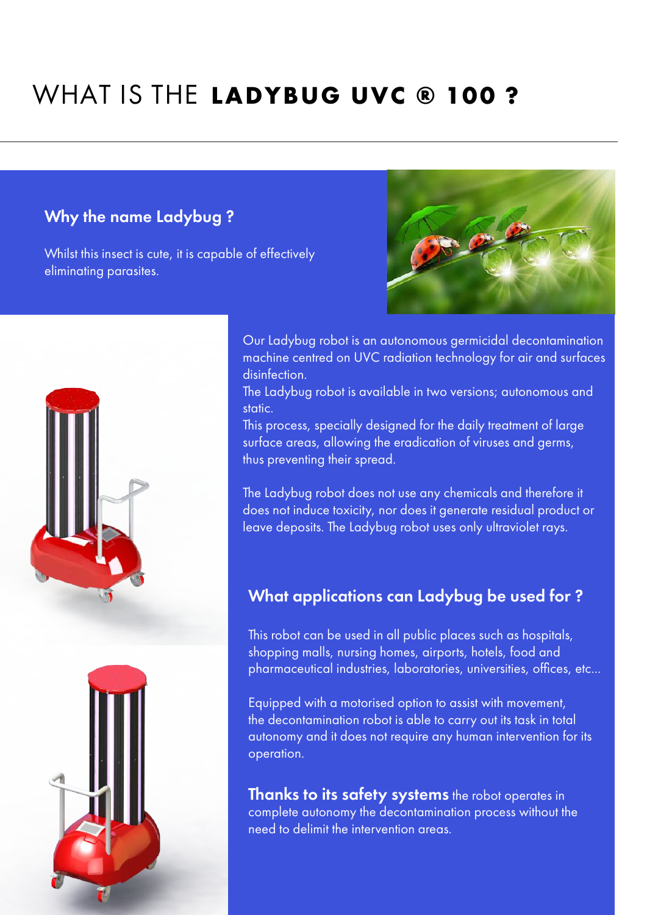# WHAT IS THE **LADYBUG UVC ® 100 ?**

## Why the name Ladybug ?

Whilst this insect is cute, it is capable of effectively eliminating parasites.

Our Ladybug robot is an autonomous germicidal decontamination machine centred on UVC radiation technology for air and surfaces disinfection.

The Ladybug robot is available in two versions; autonomous and static.

This process, specially designed for the daily treatment of large surface areas, allowing the eradication of viruses and germs, thus preventing their spread.

The Ladybug robot does not use any chemicals and therefore it does not induce toxicity, nor does it generate residual product or leave deposits. The Ladybug robot uses only ultraviolet rays.

## What applications can Ladybug be used for ?

This robot can be used in all public places such as hospitals, shopping malls, nursing homes, airports, hotels, food and pharmaceutical industries, laboratories, universities, offices, etc...

Equipped with a motorised option to assist with movement, the decontamination robot is able to carry out its task in total autonomy and it does not require any human intervention for its operation.

**Thanks to its safety systems** the robot operates in complete autonomy the decontamination process without the need to delimit the intervention areas.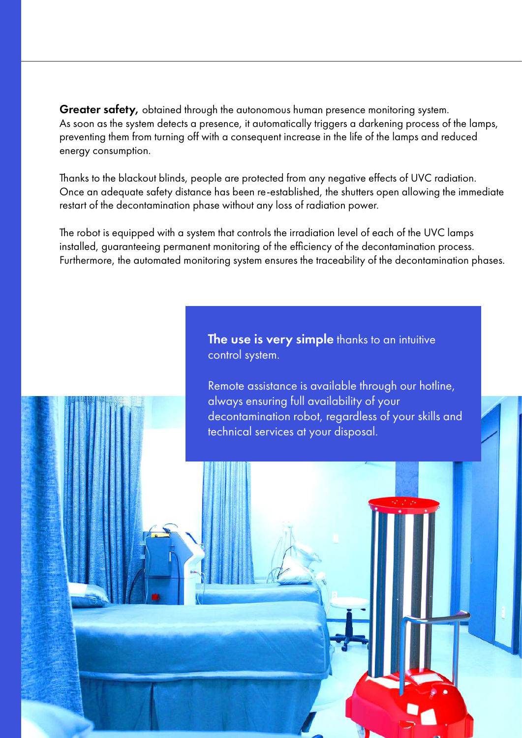**Greater safety,** obtained through the autonomous human presence monitoring system.
As soon as the system detects a presence, it automatically triggers a darkening process of the lamps, preventing them from turning off with a consequent increase in the life of the lamps and reduced energy consumption.

Thanks to the blackout blinds, people are protected from any negative effects of UVC radiation. Once an adequate safety distance has been re-established, the shutters open allowing the immediate restart of the decontamination phase without any loss of radiation power.

The robot is equipped with a system that controls the irradiation level of each of the UVC lamps installed, guaranteeing permanent monitoring of the efficiency of the decontamination process. Furthermore, the automated monitoring system ensures the traceability of the decontamination phases.

**The use is very simple** thanks to an intuitive control system.

Remote assistance is available through our hotline, always ensuring full availability of your decontamination robot, regardless of your skills and technical services at your disposal.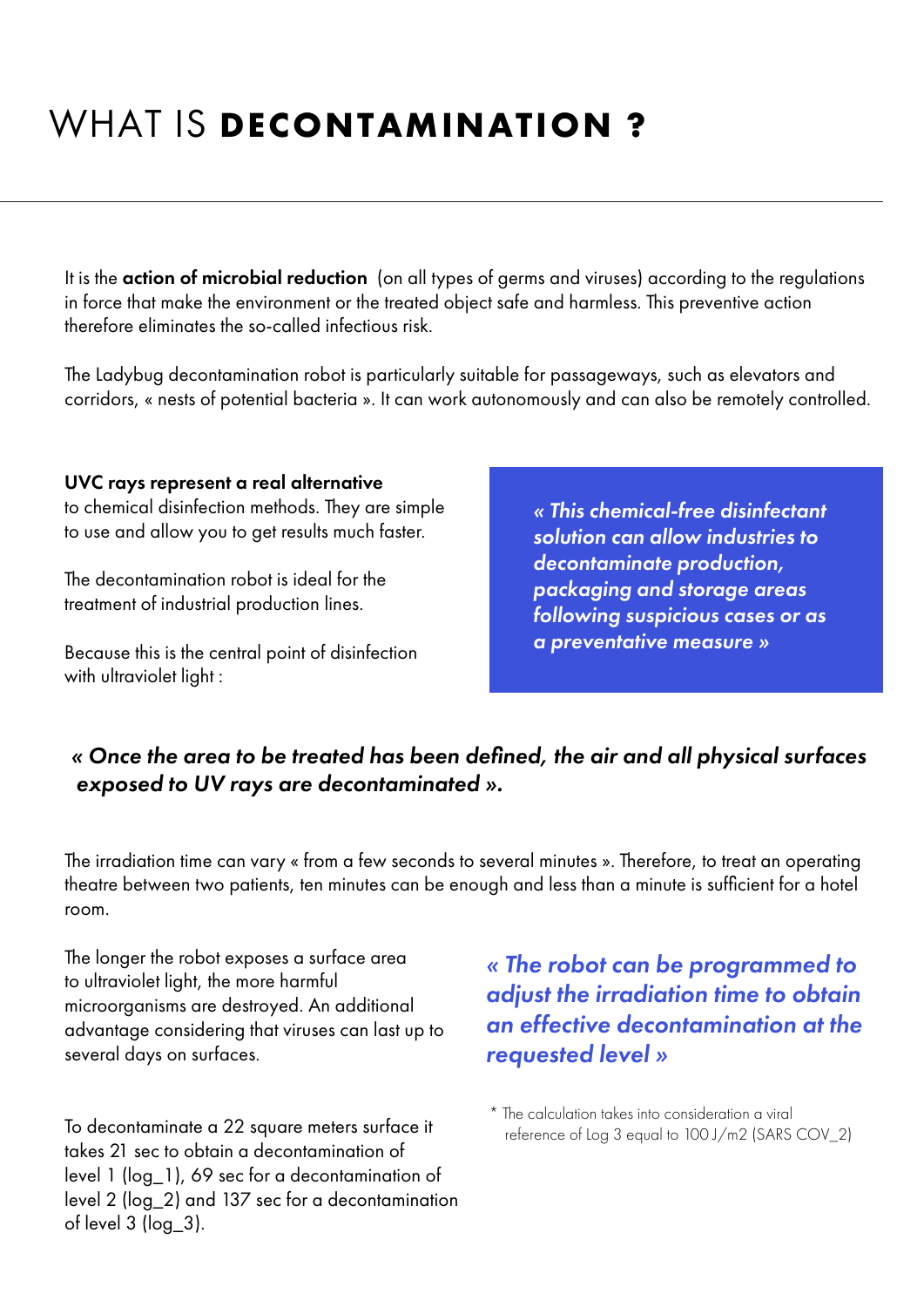# WHAT IS **DECONTAMINATION ?**

It is the **action of microbial reduction** (on all types of germs and viruses) according to the regulations in force that make the environment or the treated object safe and harmless. This preventive action therefore eliminates the so-called infectious risk.

The Ladybug decontamination robot is particularly suitable for passageways, such as elevators and corridors, « nests of potential bacteria ». It can work autonomously and can also be remotely controlled.

**UVC rays represent a real alternative** to chemical disinfection methods. They are simple to use and allow you to get results much faster.

The decontamination robot is ideal for the treatment of industrial production lines.

Because this is the central point of disinfection with ultraviolet light :

***« This chemical-free disinfectant solution can allow industries to decontaminate production, packaging and storage areas following suspicious cases or as a preventative measure »***

***« Once the area to be treated has been defined, the air and all physical surfaces exposed to UV rays are decontaminated ».***

The irradiation time can vary « from a few seconds to several minutes ». Therefore, to treat an operating theatre between two patients, ten minutes can be enough and less than a minute is sufficient for a hotel room.

The longer the robot exposes a surface area to ultraviolet light, the more harmful microorganisms are destroyed. An additional advantage considering that viruses can last up to several days on surfaces.

To decontaminate a 22 square meters surface it takes 21 sec to obtain a decontamination of level 1 (log_1), 69 sec for a decontamination of level 2 (log_2) and 137 sec for a decontamination of level 3 (log_3).

***« The robot can be programmed to adjust the irradiation time to obtain an effective decontamination at the requested level »***

\* The calculation takes into consideration a viral reference of Log 3 equal to 100 J/m2 (SARS COV_2)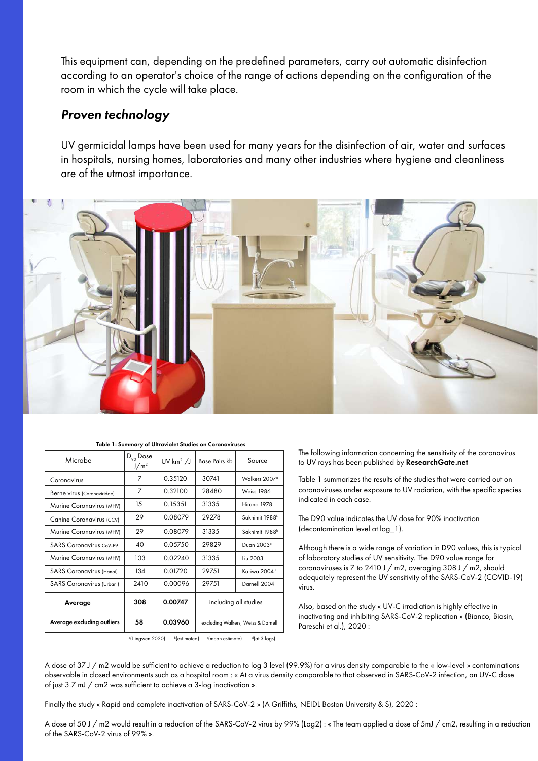This equipment can, depending on the predefined parameters, carry out automatic disinfection according to an operator's choice of the range of actions depending on the configuration of the room in which the cycle will take place.

## *Proven technology*

UV germicidal lamps have been used for many years for the disinfection of air, water and surfaces in hospitals, nursing homes, laboratories and many other industries where hygiene and cleanliness are of the utmost importance.

**Table 1: Summary of Ultraviolet Studies on Coronaviruses**

| Microbe | $D_{90}$ Dose $J/m^2$ | UV $km^2$ /J | Base Pairs kb | Source |
|---|---|---|---|---|
| Coronavirus | 7 | 0.35120 | 30741 | Walkers 2007[a] |
| Berne virus (Coronaviridae) | 7 | 0.32100 | 28480 | Weiss 1986 |
| Murine Coronavirus (MHV) | 15 | 0.15351 | 31335 | Hirano 1978 |
| Canine Coronavirus (CCV) | 29 | 0.08079 | 29278 | Saknimit 1988[b] |
| Murine Coronavirus (MHV) | 29 | 0.08079 | 31335 | Saknimit 1988[b] |
| SARS Coronavirus CoV-P9 | 40 | 0.05750 | 29829 | Duan 2003[c] |
| Murine Coronavirus (MHV) | 103 | 0.02240 | 31335 | Liu 2003 |
| SARS Coronavirus (Hanoi) | 134 | 0.01720 | 29751 | Kariwa 2004[d] |
| SARS Coronavirus (Urbani) | 2410 | 0.00096 | 29751 | Darnell 2004 |
| **Average** | **308** | **0.00747** | including all studies | |
| **Average excluding outliers** | **58** | **0.03960** | excluding Walkers, Weiss & Darnell | |

[a](J ingwen 2020) [b](estimated) [c](mean estimate) [d](at 3 logs)

The following information concerning the sensitivity of the coronavirus to UV rays has been published by **ResearchGate.net**

Table 1 summarizes the results of the studies that were carried out on coronaviruses under exposure to UV radiation, with the specific species indicated in each case.

The D90 value indicates the UV dose for 90% inactivation (decontamination level at log_1).

Although there is a wide range of variation in D90 values, this is typical of laboratory studies of UV sensitivity. The D90 value range for coronaviruses is 7 to 2410 J / m2, averaging 308 J / m2, should adequately represent the UV sensitivity of the SARS-CoV-2 (COVID-19) virus.

Also, based on the study « UV-C irradiation is highly effective in inactivating and inhibiting SARS-CoV-2 replication » (Bianco, Biasin, Pareschi et al.), 2020 :

A dose of 37 J / m2 would be sufficient to achieve a reduction to log 3 level (99.9%) for a virus density comparable to the « low-level » contaminations observable in closed environments such as a hospital room : « At a virus density comparable to that observed in SARS-CoV-2 infection, an UV-C dose of just 3.7 mJ / cm2 was sufficient to achieve a 3-log inactivation ».

Finally the study « Rapid and complete inactivation of SARS-CoV-2 » (A Griffiths, NEIDL Boston University & S), 2020 :

A dose of 50 J / m2 would result in a reduction of the SARS-CoV-2 virus by 99% (Log2) : « The team applied a dose of 5mJ / cm2, resulting in a reduction of the SARS-CoV-2 virus of 99% ».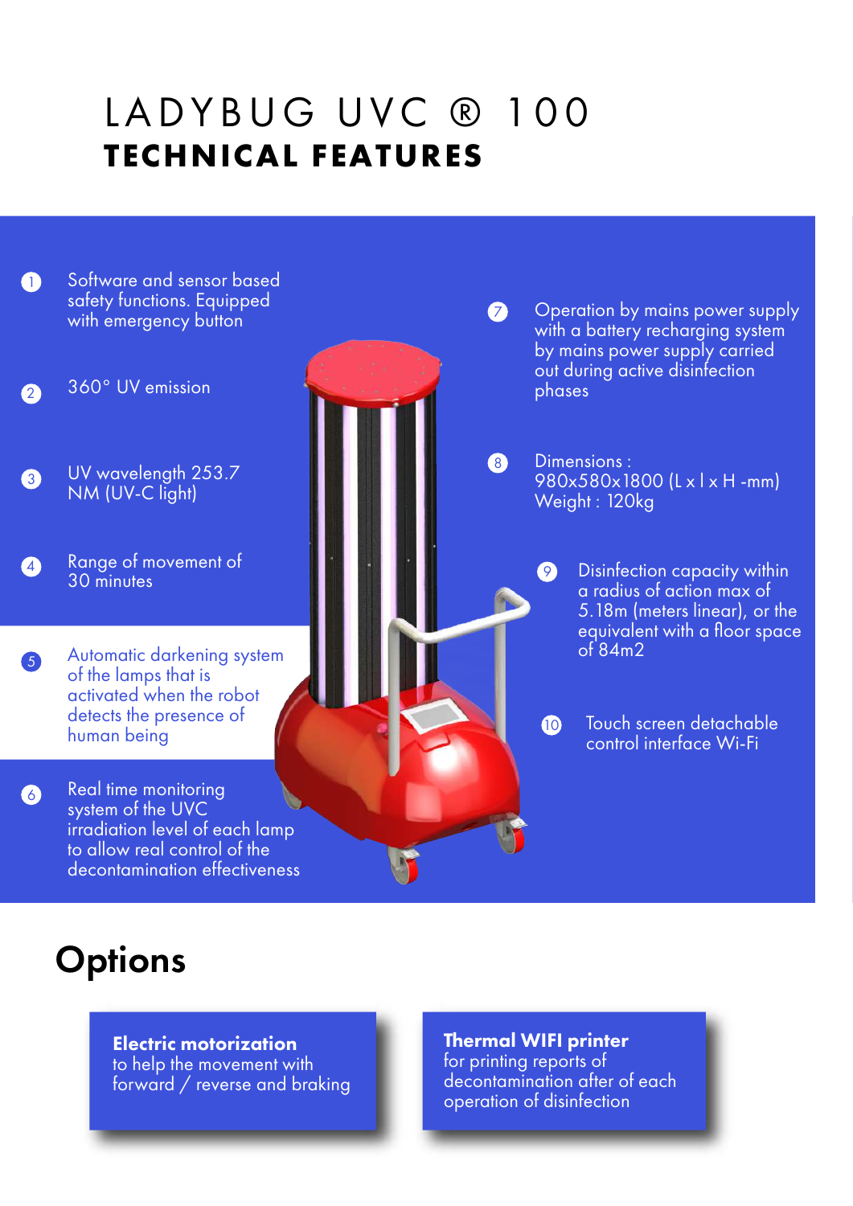# LADYBUG UVC ® 100

## TECHNICAL FEATURES

1. Software and sensor based safety functions. Equipped with emergency button
2. 360° UV emission
3. UV wavelength 253.7 NM (UV-C light)
4. Range of movement of 30 minutes
5. Automatic darkening system of the lamps that is activated when the robot detects the presence of human being
6. Real time monitoring system of the UVC irradiation level of each lamp to allow real control of the decontamination effectiveness
7. Operation by mains power supply with a battery recharging system by mains power supply carried out during active disinfection phases
8. Dimensions : 980x580x1800 (L x l x H -mm) Weight : 120kg
9. Disinfection capacity within a radius of action max of 5.18m (meters linear), or the equivalent with a floor space of 84m2
10. Touch screen detachable control interface Wi-Fi

# Options

**Electric motorization**
to help the movement with forward / reverse and braking

**Thermal WIFI printer**
for printing reports of decontamination after of each operation of disinfection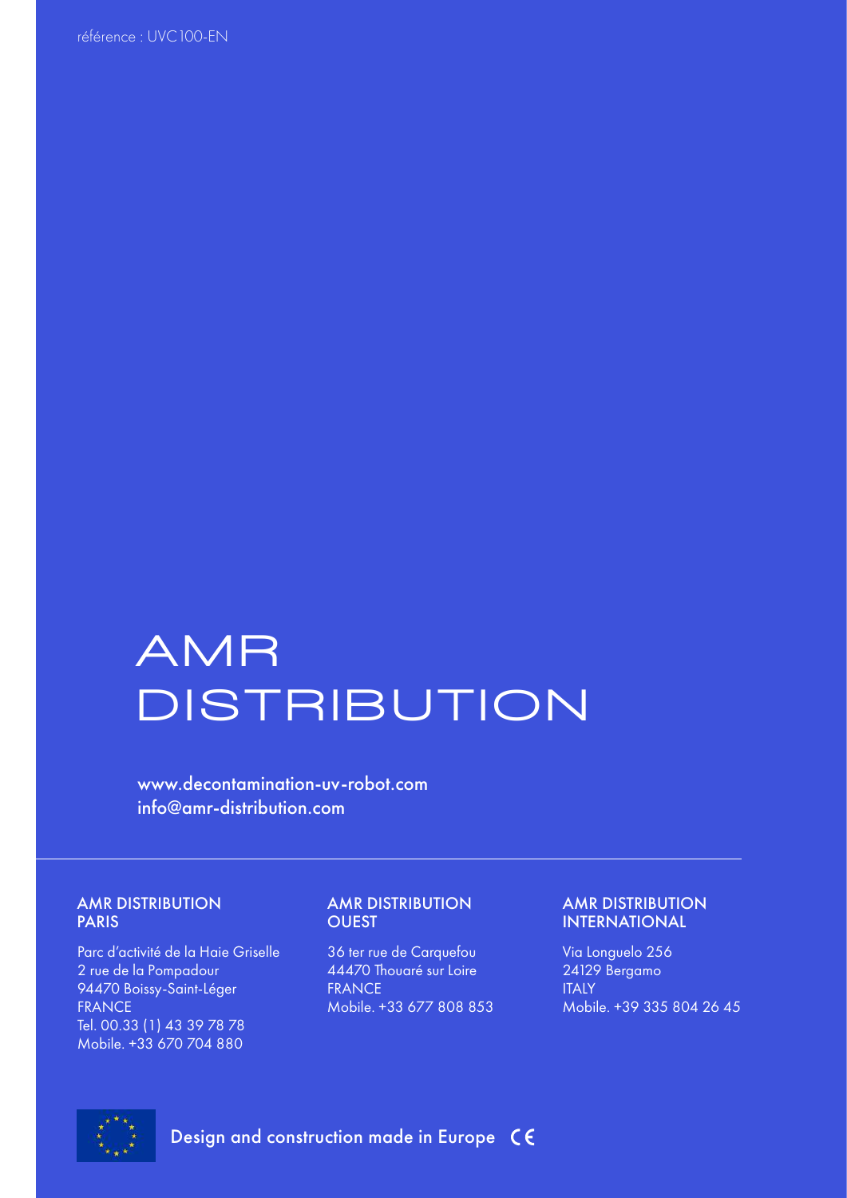référence : UVC100-EN

# AMR DISTRIBUTION

www.decontamination-uv-robot.com
info@amr-distribution.com

---

**AMR DISTRIBUTION PARIS**

Parc d'activité de la Haie Griselle
2 rue de la Pompadour
94470 Boissy-Saint-Léger
FRANCE
Tel. 00.33 (1) 43 39 78 78
Mobile. +33 670 704 880

**AMR DISTRIBUTION OUEST**

36 ter rue de Carquefou
44470 Thouaré sur Loire
FRANCE
Mobile. +33 677 808 853

**AMR DISTRIBUTION INTERNATIONAL**

Via Longuelo 256
24129 Bergamo
ITALY
Mobile. +39 335 804 26 45

Design and construction made in Europe CE